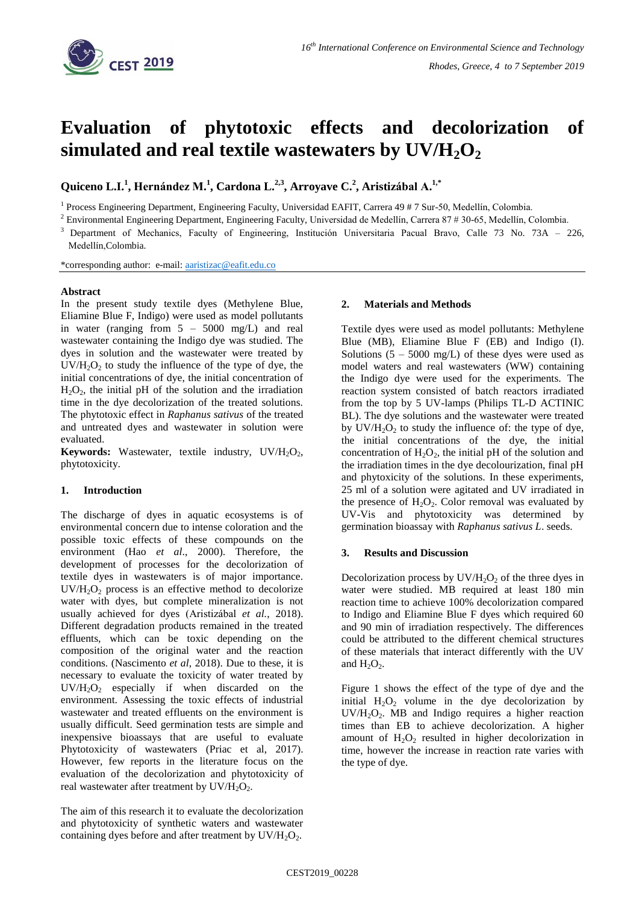# Evaluation of phytotoxic effects and decolorization of simulated and real textile wastewaters by $UV/H_2O_2$

**Quiceno L.I.[1], Hernández M.[1], Cardona L.[2,3], Arroyave C.[2], Aristizábal A.[1,*]**

[1] Process Engineering Department, Engineering Faculty, Universidad EAFIT, Carrera 49 # 7 Sur-50, Medellín, Colombia.

[2] Environmental Engineering Department, Engineering Faculty, Universidad de Medellín, Carrera 87 # 30-65, Medellín, Colombia.

[3] Department of Mechanics, Faculty of Engineering, Institución Universitaria Pacual Bravo, Calle 73 No. 73A – 226, Medellín,Colombia.

*corresponding author: e-mail: aaristizac@eafit.edu.co

## Abstract

In the present study textile dyes (Methylene Blue, Eliamine Blue F, Indigo) were used as model pollutants in water (ranging from 5 – 5000 mg/L) and real wastewater containing the Indigo dye was studied. The dyes in solution and the wastewater were treated by $UV/H_2O_2$ to study the influence of the type of dye, the initial concentrations of dye, the initial concentration of $H_2O_2$, the initial pH of the solution and the irradiation time in the dye decolorization of the treated solutions. The phytotoxic effect in *Raphanus sativus* of the treated and untreated dyes and wastewater in solution were evaluated.

**Keywords:** Wastewater, textile industry, $UV/H_2O_2$, phytotoxicity.

## 1. Introduction

The discharge of dyes in aquatic ecosystems is of environmental concern due to intense coloration and the possible toxic effects of these compounds on the environment (Hao *et al*., 2000). Therefore, the development of processes for the decolorization of textile dyes in wastewaters is of major importance. $UV/H_2O_2$ process is an effective method to decolorize water with dyes, but complete mineralization is not usually achieved for dyes (Aristizábal *et al.*, 2018). Different degradation products remained in the treated effluents, which can be toxic depending on the composition of the original water and the reaction conditions. (Nascimento *et al*, 2018). Due to these, it is necessary to evaluate the toxicity of water treated by $UV/H_2O_2$ especially if when discarded on the environment. Assessing the toxic effects of industrial wastewater and treated effluents on the environment is usually difficult. Seed germination tests are simple and inexpensive bioassays that are useful to evaluate Phytotoxicity of wastewaters (Priac et al, 2017). However, few reports in the literature focus on the evaluation of the decolorization and phytotoxicity of real wastewater after treatment by $UV/H_2O_2$.

The aim of this research it to evaluate the decolorization and phytotoxicity of synthetic waters and wastewater containing dyes before and after treatment by $UV/H_2O_2$.

## 2. Materials and Methods

Textile dyes were used as model pollutants: Methylene Blue (MB), Eliamine Blue F (EB) and Indigo (I). Solutions (5 – 5000 mg/L) of these dyes were used as model waters and real wastewaters (WW) containing the Indigo dye were used for the experiments. The reaction system consisted of batch reactors irradiated from the top by 5 UV-lamps (Philips TL-D ACTINIC BL). The dye solutions and the wastewater were treated by $UV/H_2O_2$ to study the influence of: the type of dye, the initial concentrations of the dye, the initial concentration of $H_2O_2$, the initial pH of the solution and the irradiation times in the dye decolourization, final pH and phytoxicity of the solutions. In these experiments, 25 ml of a solution were agitated and UV irradiated in the presence of $H_2O_2$. Color removal was evaluated by UV-Vis and phytotoxicity was determined by germination bioassay with *Raphanus sativus L*. seeds.

## 3. Results and Discussion

Decolorization process by $UV/H_2O_2$ of the three dyes in water were studied. MB required at least 180 min reaction time to achieve 100% decolorization compared to Indigo and Eliamine Blue F dyes which required 60 and 90 min of irradiation respectively. The differences could be attributed to the different chemical structures of these materials that interact differently with the UV and $H_2O_2$.

Figure 1 shows the effect of the type of dye and the initial $H_2O_2$ volume in the dye decolorization by $UV/H_2O_2$. MB and Indigo requires a higher reaction times than EB to achieve decolorization. A higher amount of $H_2O_2$ resulted in higher decolorization in time, however the increase in reaction rate varies with the type of dye.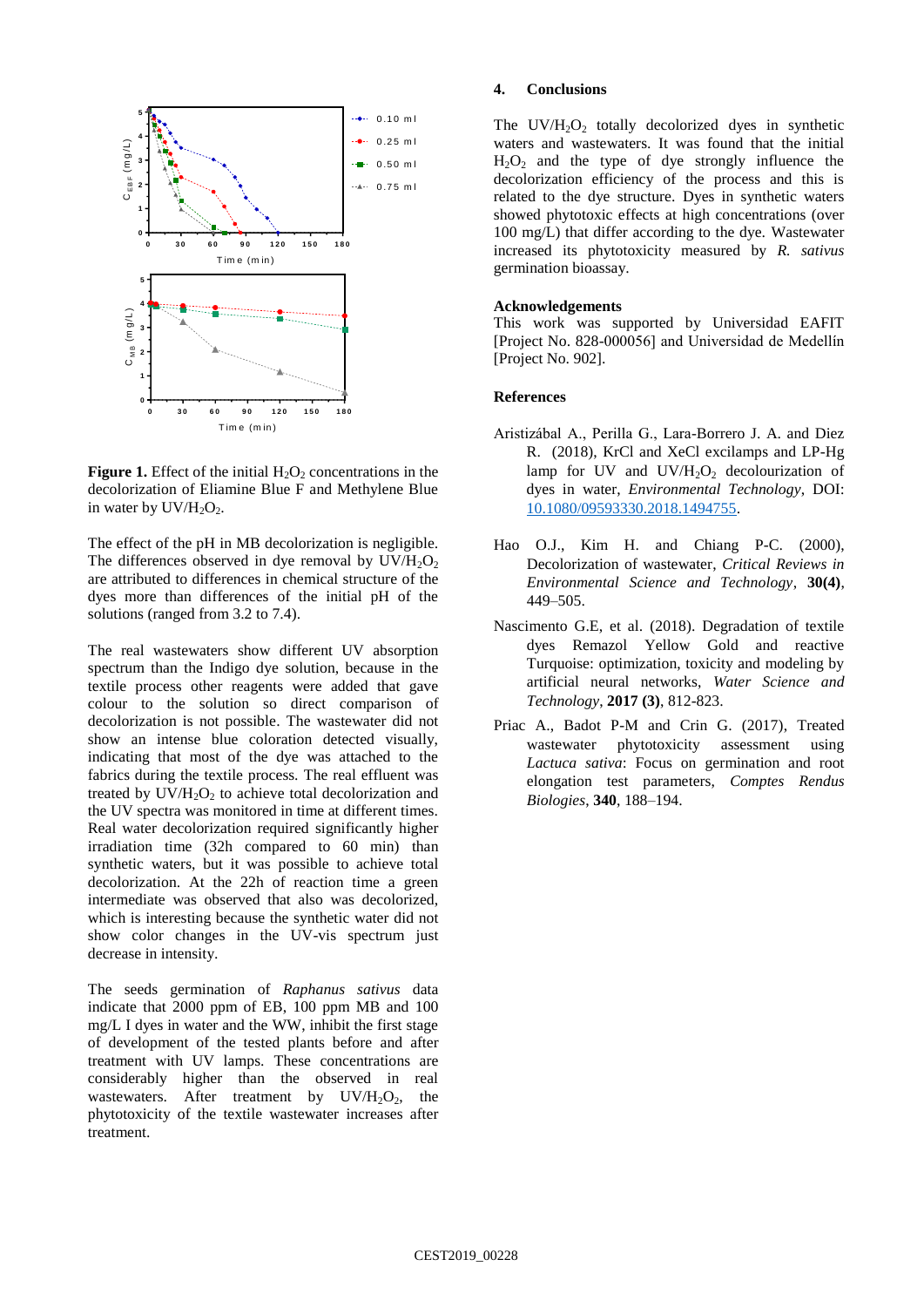$C_{EBF}$ (mg/L)

5
4
3
2
1
0

0 30 60 90 120 150 180

Time (min)

0.10 ml
0.25 ml
0.50 ml
0.75 ml

$C_{MB}$ (mg/L)

5
4
3
2
1
0

0 30 60 90 120 150 180

Time (min)

**Figure 1.** Effect of the initial $H_2O_2$ concentrations in the decolorization of Eliamine Blue F and Methylene Blue in water by $UV/H_2O_2$.

The effect of the pH in MB decolorization is negligible. The differences observed in dye removal by $UV/H_2O_2$ are attributed to differences in chemical structure of the dyes more than differences of the initial pH of the solutions (ranged from 3.2 to 7.4).

The real wastewaters show different UV absorption spectrum than the Indigo dye solution, because in the textile process other reagents were added that gave colour to the solution so direct comparison of decolorization is not possible. The wastewater did not show an intense blue coloration detected visually, indicating that most of the dye was attached to the fabrics during the textile process. The real effluent was treated by $UV/H_2O_2$ to achieve total decolorization and the UV spectra was monitored in time at different times. Real water decolorization required significantly higher irradiation time (32h compared to 60 min) than synthetic waters, but it was possible to achieve total decolorization. At the 22h of reaction time a green intermediate was observed that also was decolorized, which is interesting because the synthetic water did not show color changes in the UV-vis spectrum just decrease in intensity.

The seeds germination of *Raphanus sativus* data indicate that 2000 ppm of EB, 100 ppm MB and 100 mg/L I dyes in water and the WW, inhibit the first stage of development of the tested plants before and after treatment with UV lamps. These concentrations are considerably higher than the observed in real wastewaters. After treatment by $UV/H_2O_2$, the phytotoxicity of the textile wastewater increases after treatment.

## 4. Conclusions

The $UV/H_2O_2$ totally decolorized dyes in synthetic waters and wastewaters. It was found that the initial $H_2O_2$ and the type of dye strongly influence the decolorization efficiency of the process and this is related to the dye structure. Dyes in synthetic waters showed phytotoxic effects at high concentrations (over 100 mg/L) that differ according to the dye. Wastewater increased its phytotoxicity measured by *R. sativus* germination bioassay.

## Acknowledgements

This work was supported by Universidad EAFIT [Project No. 828-000056] and Universidad de Medellín [Project No. 902].

## References

Aristizábal A., Perilla G., Lara-Borrero J. A. and Diez R. (2018), KrCl and XeCl excilamps and LP-Hg lamp for UV and $UV/H_2O_2$ decolourization of dyes in water, *Environmental Technology*, DOI: 10.1080/09593330.2018.1494755.

Hao O.J., Kim H. and Chiang P-C. (2000), Decolorization of wastewater, *Critical Reviews in Environmental Science and Technology*, **30(4)**, 449–505.

Nascimento G.E, et al. (2018). Degradation of textile dyes Remazol Yellow Gold and reactive Turquoise: optimization, toxicity and modeling by artificial neural networks, *Water Science and Technology*, **2017 (3)**, 812-823.

Priac A., Badot P-M and Crin G. (2017), Treated wastewater phytotoxicity assessment using *Lactuca sativa*: Focus on germination and root elongation test parameters, *Comptes Rendus Biologies*, **340**, 188–194.